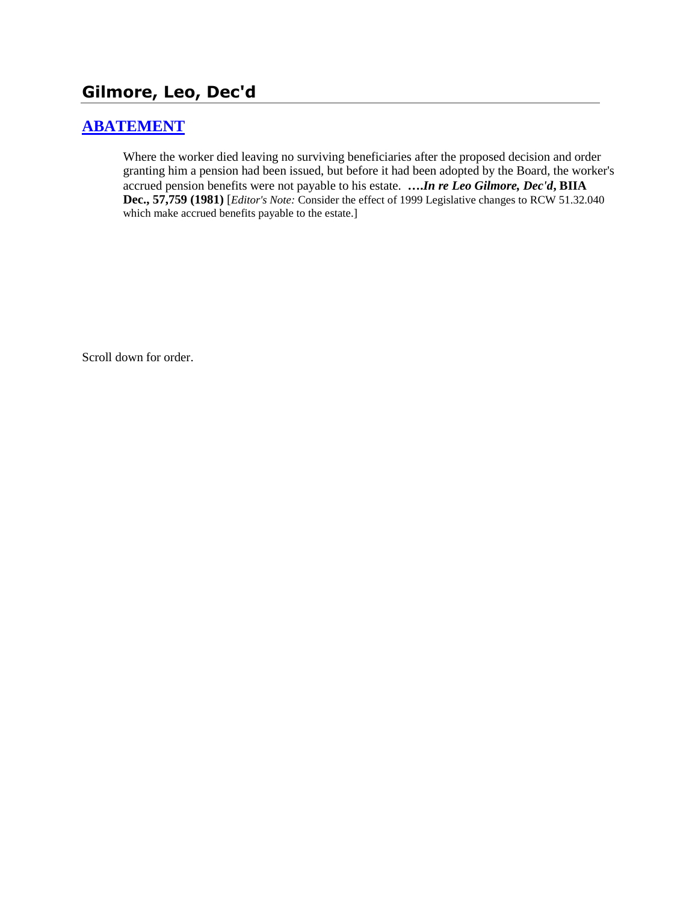## Gilmore, Leo, Dec'd

### ABATEMENT

Where the worker died leaving no surviving beneficiaries after the proposed decision and order granting him a pension had been issued, but before it had been adopted by the Board, the worker's accrued pension benefits were not payable to his estate. ***….In re Leo Gilmore, Dec'd*, BIIA Dec., 57,759 (1981)** [*Editor's Note:* Consider the effect of 1999 Legislative changes to RCW 51.32.040 which make accrued benefits payable to the estate.]

Scroll down for order.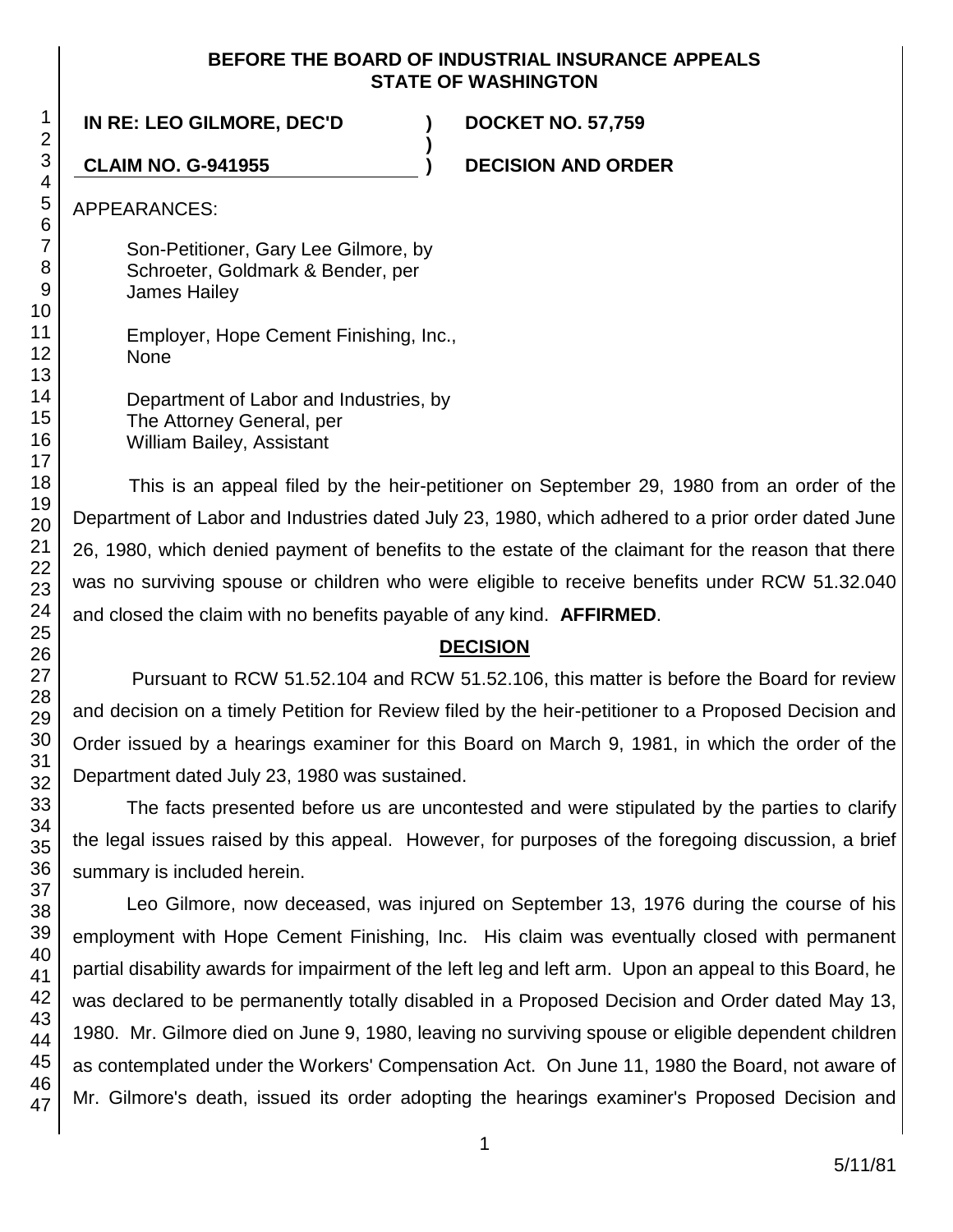**BEFORE THE BOARD OF INDUSTRIAL INSURANCE APPEALS**
**STATE OF WASHINGTON**

**IN RE: LEO GILMORE, DEC'D** ) **DOCKET NO. 57,759**
)
**CLAIM NO. G-941955** ) **DECISION AND ORDER**

APPEARANCES:

Son-Petitioner, Gary Lee Gilmore, by
Schroeter, Goldmark & Bender, per
James Hailey

Employer, Hope Cement Finishing, Inc.,
None

Department of Labor and Industries, by
The Attorney General, per
William Bailey, Assistant

This is an appeal filed by the heir-petitioner on September 29, 1980 from an order of the Department of Labor and Industries dated July 23, 1980, which adhered to a prior order dated June 26, 1980, which denied payment of benefits to the estate of the claimant for the reason that there was no surviving spouse or children who were eligible to receive benefits under RCW 51.32.040 and closed the claim with no benefits payable of any kind. **AFFIRMED**.

## DECISION

Pursuant to RCW 51.52.104 and RCW 51.52.106, this matter is before the Board for review and decision on a timely Petition for Review filed by the heir-petitioner to a Proposed Decision and Order issued by a hearings examiner for this Board on March 9, 1981, in which the order of the Department dated July 23, 1980 was sustained.

The facts presented before us are uncontested and were stipulated by the parties to clarify the legal issues raised by this appeal. However, for purposes of the foregoing discussion, a brief summary is included herein.

Leo Gilmore, now deceased, was injured on September 13, 1976 during the course of his employment with Hope Cement Finishing, Inc. His claim was eventually closed with permanent partial disability awards for impairment of the left leg and left arm. Upon an appeal to this Board, he was declared to be permanently totally disabled in a Proposed Decision and Order dated May 13, 1980. Mr. Gilmore died on June 9, 1980, leaving no surviving spouse or eligible dependent children as contemplated under the Workers' Compensation Act. On June 11, 1980 the Board, not aware of Mr. Gilmore's death, issued its order adopting the hearings examiner's Proposed Decision and

5/11/81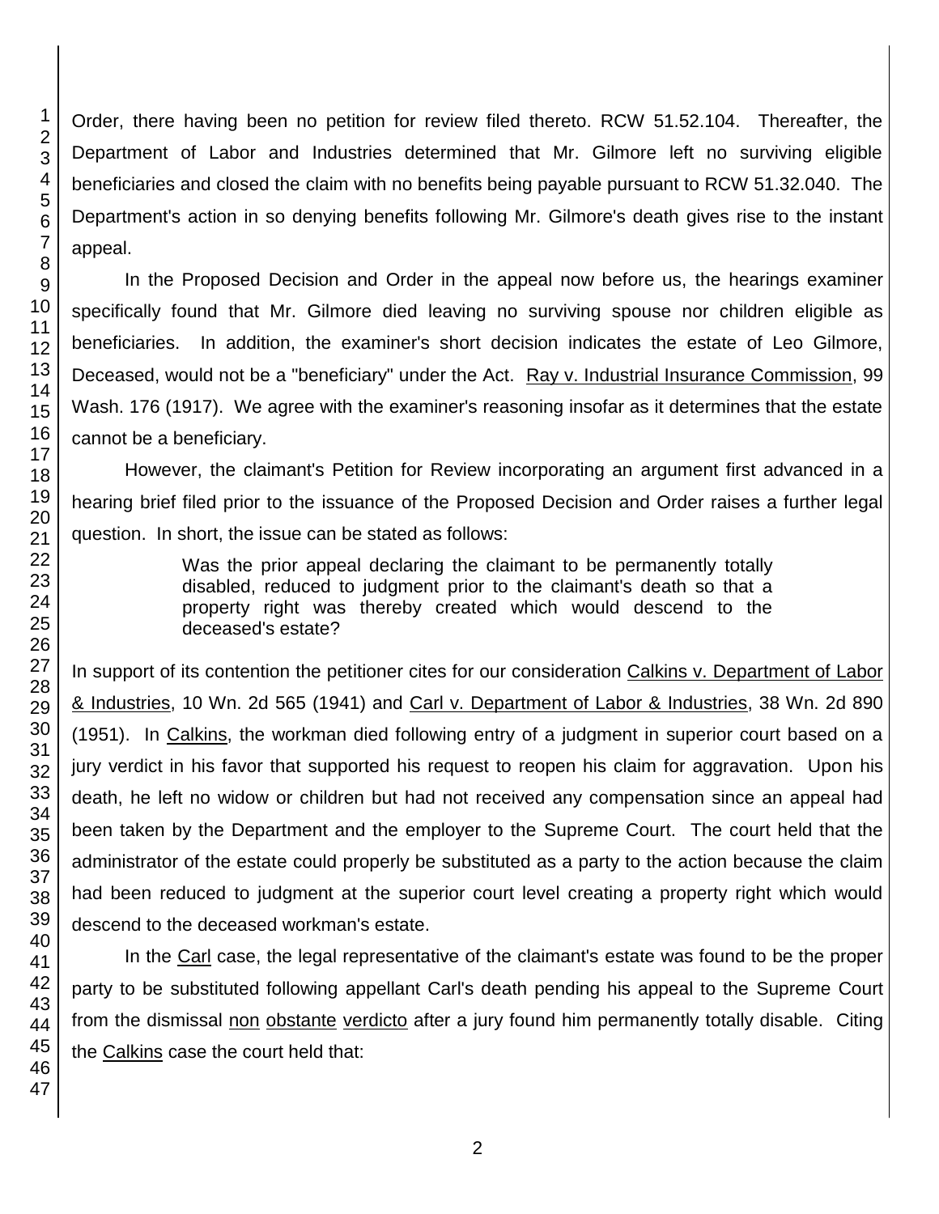Order, there having been no petition for review filed thereto. RCW 51.52.104. Thereafter, the Department of Labor and Industries determined that Mr. Gilmore left no surviving eligible beneficiaries and closed the claim with no benefits being payable pursuant to RCW 51.32.040. The Department's action in so denying benefits following Mr. Gilmore's death gives rise to the instant appeal.

In the Proposed Decision and Order in the appeal now before us, the hearings examiner specifically found that Mr. Gilmore died leaving no surviving spouse nor children eligible as beneficiaries. In addition, the examiner's short decision indicates the estate of Leo Gilmore, Deceased, would not be a "beneficiary" under the Act. Ray v. Industrial Insurance Commission, 99 Wash. 176 (1917). We agree with the examiner's reasoning insofar as it determines that the estate cannot be a beneficiary.

However, the claimant's Petition for Review incorporating an argument first advanced in a hearing brief filed prior to the issuance of the Proposed Decision and Order raises a further legal question. In short, the issue can be stated as follows:

> Was the prior appeal declaring the claimant to be permanently totally disabled, reduced to judgment prior to the claimant's death so that a property right was thereby created which would descend to the deceased's estate?

In support of its contention the petitioner cites for our consideration Calkins v. Department of Labor & Industries, 10 Wn. 2d 565 (1941) and Carl v. Department of Labor & Industries, 38 Wn. 2d 890 (1951). In Calkins, the workman died following entry of a judgment in superior court based on a jury verdict in his favor that supported his request to reopen his claim for aggravation. Upon his death, he left no widow or children but had not received any compensation since an appeal had been taken by the Department and the employer to the Supreme Court. The court held that the administrator of the estate could properly be substituted as a party to the action because the claim had been reduced to judgment at the superior court level creating a property right which would descend to the deceased workman's estate.

In the Carl case, the legal representative of the claimant's estate was found to be the proper party to be substituted following appellant Carl's death pending his appeal to the Supreme Court from the dismissal non obstante verdicto after a jury found him permanently totally disable. Citing the Calkins case the court held that: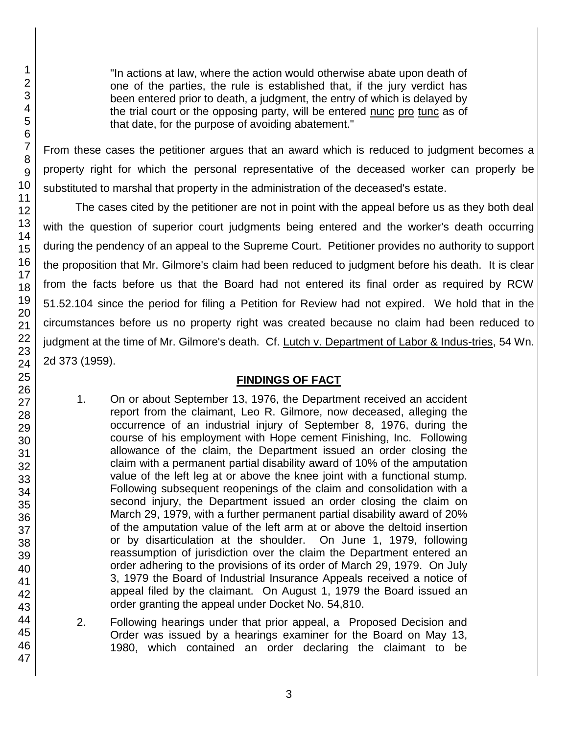> "In actions at law, where the action would otherwise abate upon death of one of the parties, the rule is established that, if the jury verdict has been entered prior to death, a judgment, the entry of which is delayed by the trial court or the opposing party, will be entered nunc pro tunc as of that date, for the purpose of avoiding abatement."

From these cases the petitioner argues that an award which is reduced to judgment becomes a property right for which the personal representative of the deceased worker can properly be substituted to marshal that property in the administration of the deceased's estate.

The cases cited by the petitioner are not in point with the appeal before us as they both deal with the question of superior court judgments being entered and the worker's death occurring during the pendency of an appeal to the Supreme Court. Petitioner provides no authority to support the proposition that Mr. Gilmore's claim had been reduced to judgment before his death. It is clear from the facts before us that the Board had not entered its final order as required by RCW 51.52.104 since the period for filing a Petition for Review had not expired. We hold that in the circumstances before us no property right was created because no claim had been reduced to judgment at the time of Mr. Gilmore's death. Cf. Lutch v. Department of Labor & Indus-tries, 54 Wn. 2d 373 (1959).

## FINDINGS OF FACT

1. On or about September 13, 1976, the Department received an accident report from the claimant, Leo R. Gilmore, now deceased, alleging the occurrence of an industrial injury of September 8, 1976, during the course of his employment with Hope cement Finishing, Inc. Following allowance of the claim, the Department issued an order closing the claim with a permanent partial disability award of 10% of the amputation value of the left leg at or above the knee joint with a functional stump. Following subsequent reopenings of the claim and consolidation with a second injury, the Department issued an order closing the claim on March 29, 1979, with a further permanent partial disability award of 20% of the amputation value of the left arm at or above the deltoid insertion or by disarticulation at the shoulder. On June 1, 1979, following reassumption of jurisdiction over the claim the Department entered an order adhering to the provisions of its order of March 29, 1979. On July 3, 1979 the Board of Industrial Insurance Appeals received a notice of appeal filed by the claimant. On August 1, 1979 the Board issued an order granting the appeal under Docket No. 54,810.

2. Following hearings under that prior appeal, a Proposed Decision and Order was issued by a hearings examiner for the Board on May 13, 1980, which contained an order declaring the claimant to be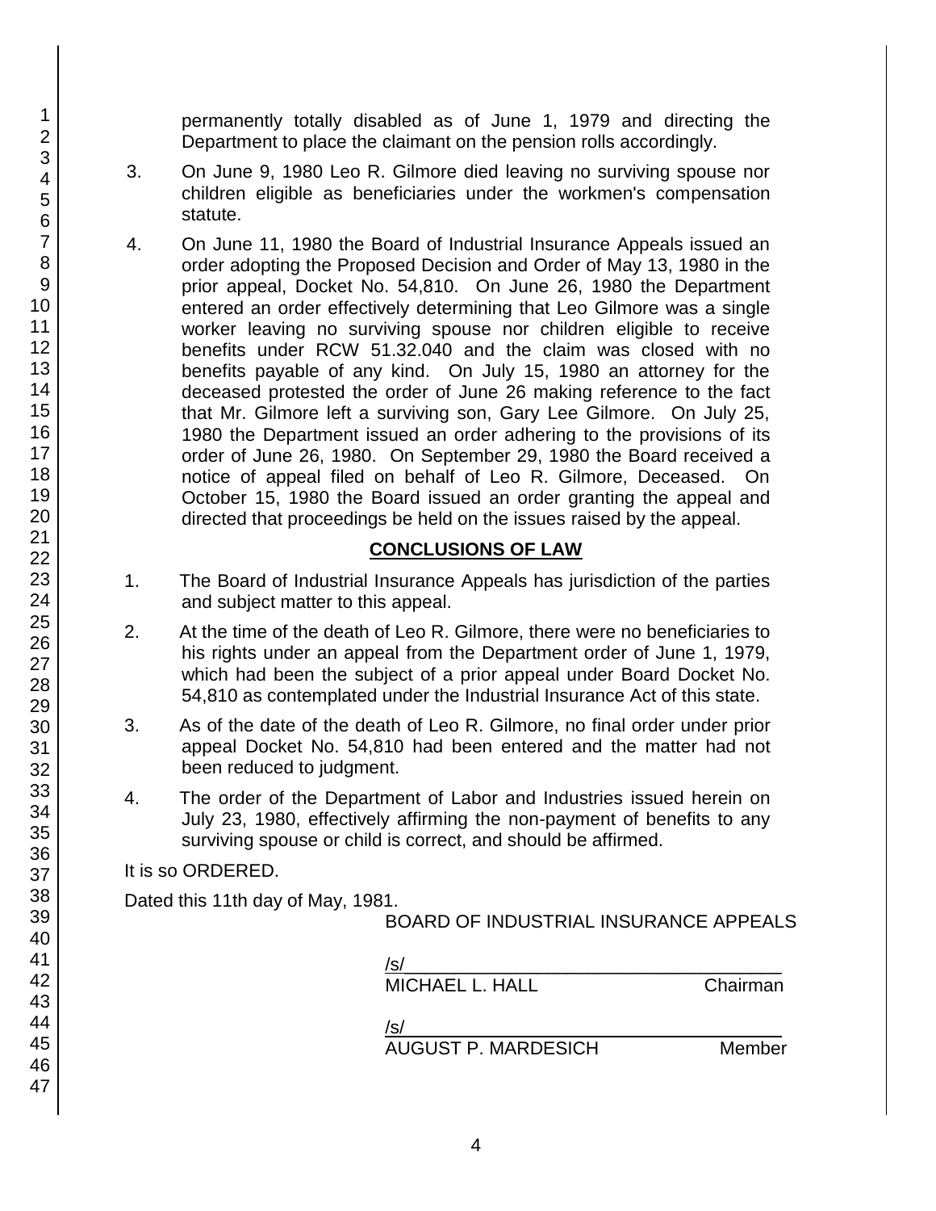permanently totally disabled as of June 1, 1979 and directing the Department to place the claimant on the pension rolls accordingly.

3. On June 9, 1980 Leo R. Gilmore died leaving no surviving spouse nor children eligible as beneficiaries under the workmen's compensation statute.

4. On June 11, 1980 the Board of Industrial Insurance Appeals issued an order adopting the Proposed Decision and Order of May 13, 1980 in the prior appeal, Docket No. 54,810. On June 26, 1980 the Department entered an order effectively determining that Leo Gilmore was a single worker leaving no surviving spouse nor children eligible to receive benefits under RCW 51.32.040 and the claim was closed with no benefits payable of any kind. On July 15, 1980 an attorney for the deceased protested the order of June 26 making reference to the fact that Mr. Gilmore left a surviving son, Gary Lee Gilmore. On July 25, 1980 the Department issued an order adhering to the provisions of its order of June 26, 1980. On September 29, 1980 the Board received a notice of appeal filed on behalf of Leo R. Gilmore, Deceased. On October 15, 1980 the Board issued an order granting the appeal and directed that proceedings be held on the issues raised by the appeal.

## CONCLUSIONS OF LAW

1. The Board of Industrial Insurance Appeals has jurisdiction of the parties and subject matter to this appeal.

2. At the time of the death of Leo R. Gilmore, there were no beneficiaries to his rights under an appeal from the Department order of June 1, 1979, which had been the subject of a prior appeal under Board Docket No. 54,810 as contemplated under the Industrial Insurance Act of this state.

3. As of the date of the death of Leo R. Gilmore, no final order under prior appeal Docket No. 54,810 had been entered and the matter had not been reduced to judgment.

4. The order of the Department of Labor and Industries issued herein on July 23, 1980, effectively affirming the non-payment of benefits to any surviving spouse or child is correct, and should be affirmed.

It is so ORDERED.

Dated this 11th day of May, 1981.

BOARD OF INDUSTRIAL INSURANCE APPEALS

/s/
MICHAEL L. HALL Chairman

/s/
AUGUST P. MARDESICH Member